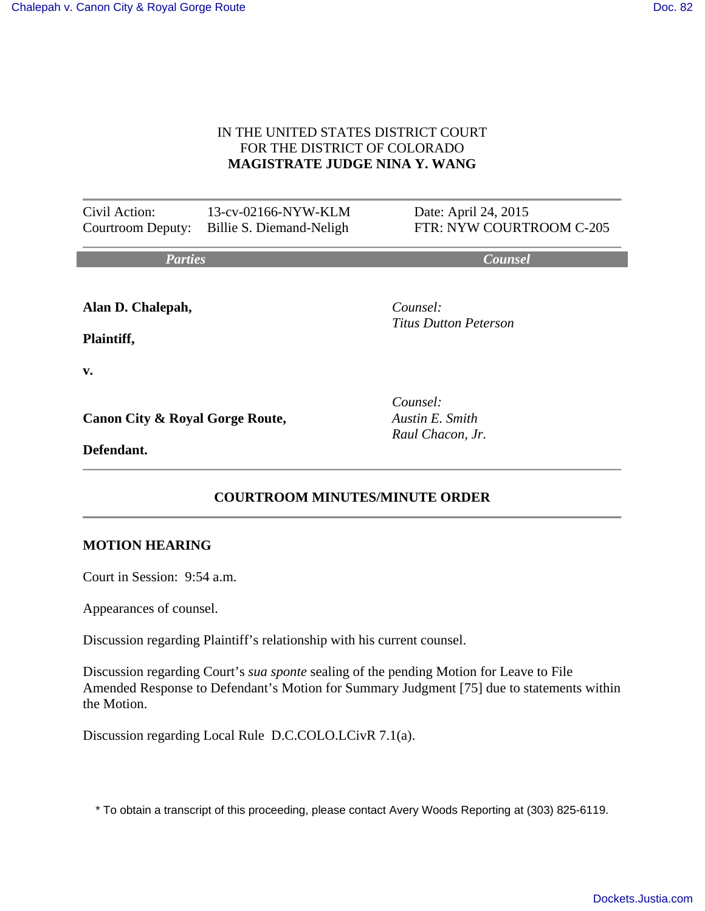IN THE UNITED STATES DISTRICT COURT
FOR THE DISTRICT OF COLORADO
**MAGISTRATE JUDGE NINA Y. WANG**

| | | |
|---|---|---|
| Civil Action: | 13-cv-02166-NYW-KLM | Date: April 24, 2015 |
| Courtroom Deputy: | Billie S. Diemand-Neligh | FTR: NYW COURTROOM C-205 |

| *Parties* | *Counsel* |
|---|---|
| **Alan D. Chalepah,**<br><br>**Plaintiff,** | *Counsel:*<br>*Titus Dutton Peterson* |
| **v.** | |
| **Canon City & Royal Gorge Route,**<br><br>**Defendant.** | *Counsel:*<br>*Austin E. Smith*<br>*Raul Chacon, Jr.* |

## COURTROOM MINUTES/MINUTE ORDER

### MOTION HEARING

Court in Session: 9:54 a.m.

Appearances of counsel.

Discussion regarding Plaintiff's relationship with his current counsel.

Discussion regarding Court's *sua sponte* sealing of the pending Motion for Leave to File Amended Response to Defendant's Motion for Summary Judgment [75] due to statements within the Motion.

Discussion regarding Local Rule D.C.COLO.LCivR 7.1(a).

\* To obtain a transcript of this proceeding, please contact Avery Woods Reporting at (303) 825-6119.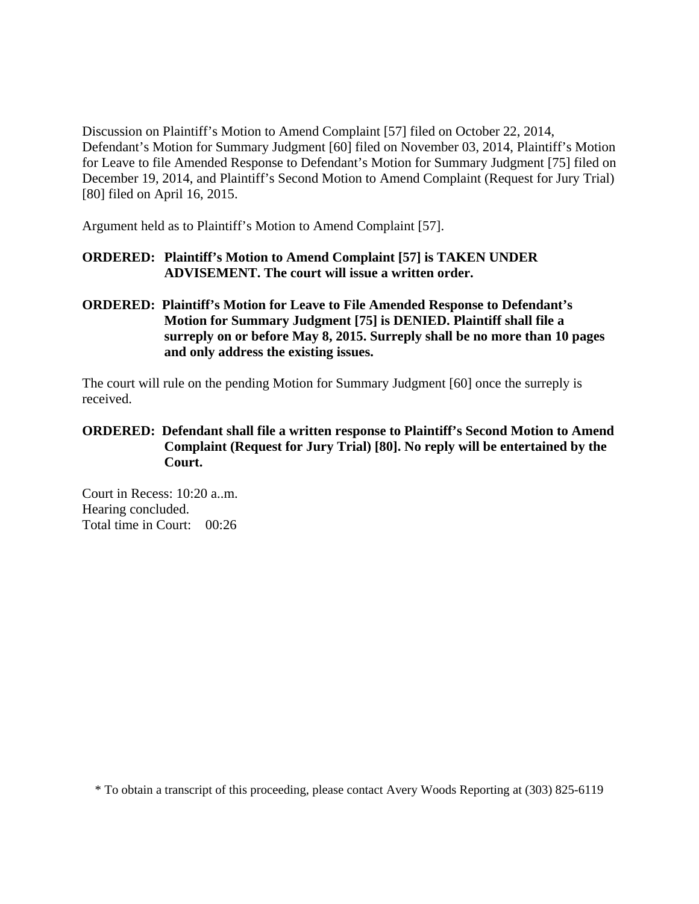Discussion on Plaintiff's Motion to Amend Complaint [57] filed on October 22, 2014, Defendant's Motion for Summary Judgment [60] filed on November 03, 2014, Plaintiff's Motion for Leave to file Amended Response to Defendant's Motion for Summary Judgment [75] filed on December 19, 2014, and Plaintiff's Second Motion to Amend Complaint (Request for Jury Trial) [80] filed on April 16, 2015.

Argument held as to Plaintiff's Motion to Amend Complaint [57].

**ORDERED: Plaintiff's Motion to Amend Complaint [57] is TAKEN UNDER ADVISEMENT. The court will issue a written order.**

**ORDERED: Plaintiff's Motion for Leave to File Amended Response to Defendant's Motion for Summary Judgment [75] is DENIED. Plaintiff shall file a surreply on or before May 8, 2015. Surreply shall be no more than 10 pages and only address the existing issues.**

The court will rule on the pending Motion for Summary Judgment [60] once the surreply is received.

**ORDERED: Defendant shall file a written response to Plaintiff's Second Motion to Amend Complaint (Request for Jury Trial) [80]. No reply will be entertained by the Court.**

Court in Recess: 10:20 a..m.
Hearing concluded.
Total time in Court: 00:26

\* To obtain a transcript of this proceeding, please contact Avery Woods Reporting at (303) 825-6119